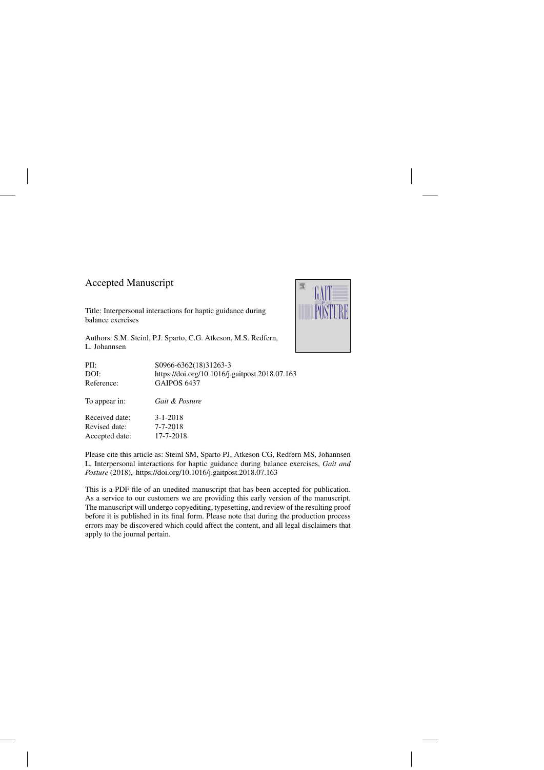# Accepted Manuscript

Title: Interpersonal interactions for haptic guidance during balance exercises

Authors: S.M. Steinl, P.J. Sparto, C.G. Atkeson, M.S. Redfern, L. Johannsen

| | |
|---|---|
| PII: | S0966-6362(18)31263-3 |
| DOI: | https://doi.org/10.1016/j.gaitpost.2018.07.163 |
| Reference: | GAIPOS 6437 |
| To appear in: | *Gait & Posture* |
| Received date: | 3-1-2018 |
| Revised date: | 7-7-2018 |
| Accepted date: | 17-7-2018 |

Please cite this article as: Steinl SM, Sparto PJ, Atkeson CG, Redfern MS, Johannsen L, Interpersonal interactions for haptic guidance during balance exercises, *Gait and Posture* (2018), https://doi.org/10.1016/j.gaitpost.2018.07.163

This is a PDF file of an unedited manuscript that has been accepted for publication. As a service to our customers we are providing this early version of the manuscript. The manuscript will undergo copyediting, typesetting, and review of the resulting proof before it is published in its final form. Please note that during the production process errors may be discovered which could affect the content, and all legal disclaimers that apply to the journal pertain.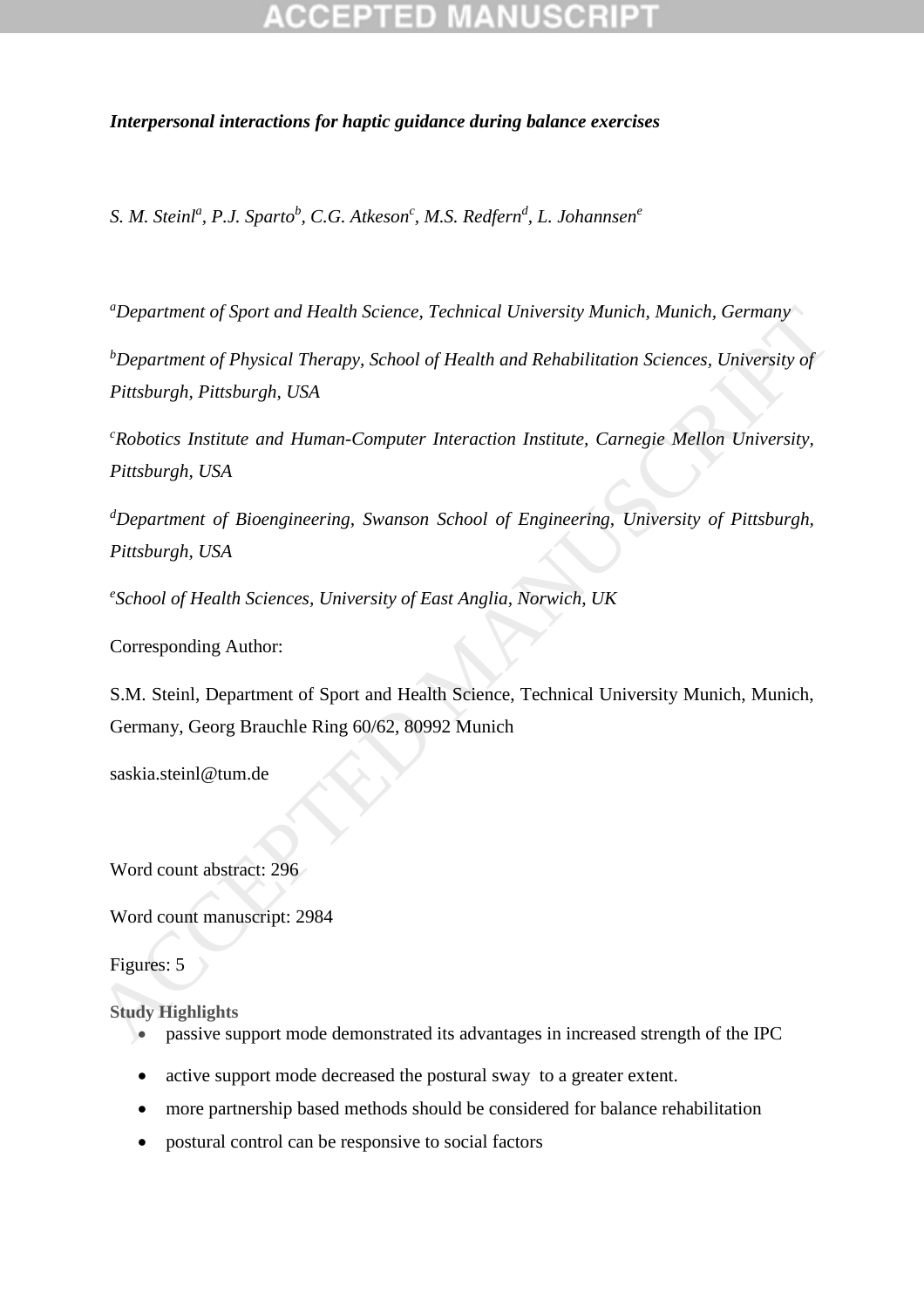***Interpersonal interactions for haptic guidance during balance exercises***

*S. M. Steinl[a], P.J. Sparto[b], C.G. Atkeson[c], M.S. Redfern[d], L. Johannsen[e]*

[a]*Department of Sport and Health Science, Technical University Munich, Munich, Germany*

[b]*Department of Physical Therapy, School of Health and Rehabilitation Sciences, University of Pittsburgh, Pittsburgh, USA*

[c]*Robotics Institute and Human-Computer Interaction Institute, Carnegie Mellon University, Pittsburgh, USA*

[d]*Department of Bioengineering, Swanson School of Engineering, University of Pittsburgh, Pittsburgh, USA*

[e]*School of Health Sciences, University of East Anglia, Norwich, UK*

Corresponding Author:

S.M. Steinl, Department of Sport and Health Science, Technical University Munich, Munich, Germany, Georg Brauchle Ring 60/62, 80992 Munich

saskia.steinl@tum.de

Word count abstract: 296

Word count manuscript: 2984

Figures: 5

**Study Highlights**

- passive support mode demonstrated its advantages in increased strength of the IPC
- active support mode decreased the postural sway to a greater extent.
- more partnership based methods should be considered for balance rehabilitation
- postural control can be responsive to social factors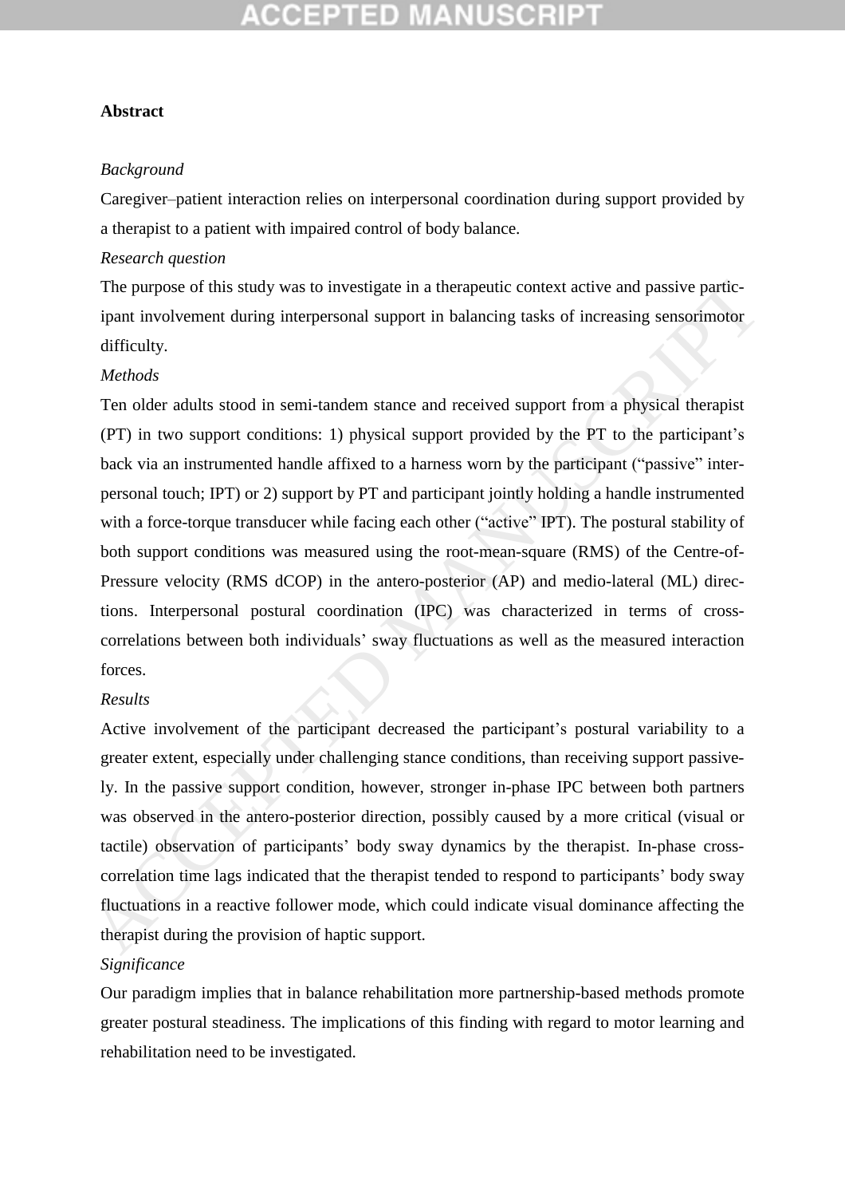**Abstract**

*Background*

Caregiver–patient interaction relies on interpersonal coordination during support provided by a therapist to a patient with impaired control of body balance.

*Research question*

The purpose of this study was to investigate in a therapeutic context active and passive participant involvement during interpersonal support in balancing tasks of increasing sensorimotor difficulty.

*Methods*

Ten older adults stood in semi-tandem stance and received support from a physical therapist (PT) in two support conditions: 1) physical support provided by the PT to the participant's back via an instrumented handle affixed to a harness worn by the participant ("passive" interpersonal touch; IPT) or 2) support by PT and participant jointly holding a handle instrumented with a force-torque transducer while facing each other ("active" IPT). The postural stability of both support conditions was measured using the root-mean-square (RMS) of the Centre-of-Pressure velocity (RMS dCOP) in the antero-posterior (AP) and medio-lateral (ML) directions. Interpersonal postural coordination (IPC) was characterized in terms of cross-correlations between both individuals' sway fluctuations as well as the measured interaction forces.

*Results*

Active involvement of the participant decreased the participant's postural variability to a greater extent, especially under challenging stance conditions, than receiving support passively. In the passive support condition, however, stronger in-phase IPC between both partners was observed in the antero-posterior direction, possibly caused by a more critical (visual or tactile) observation of participants' body sway dynamics by the therapist. In-phase cross-correlation time lags indicated that the therapist tended to respond to participants' body sway fluctuations in a reactive follower mode, which could indicate visual dominance affecting the therapist during the provision of haptic support.

*Significance*

Our paradigm implies that in balance rehabilitation more partnership-based methods promote greater postural steadiness. The implications of this finding with regard to motor learning and rehabilitation need to be investigated.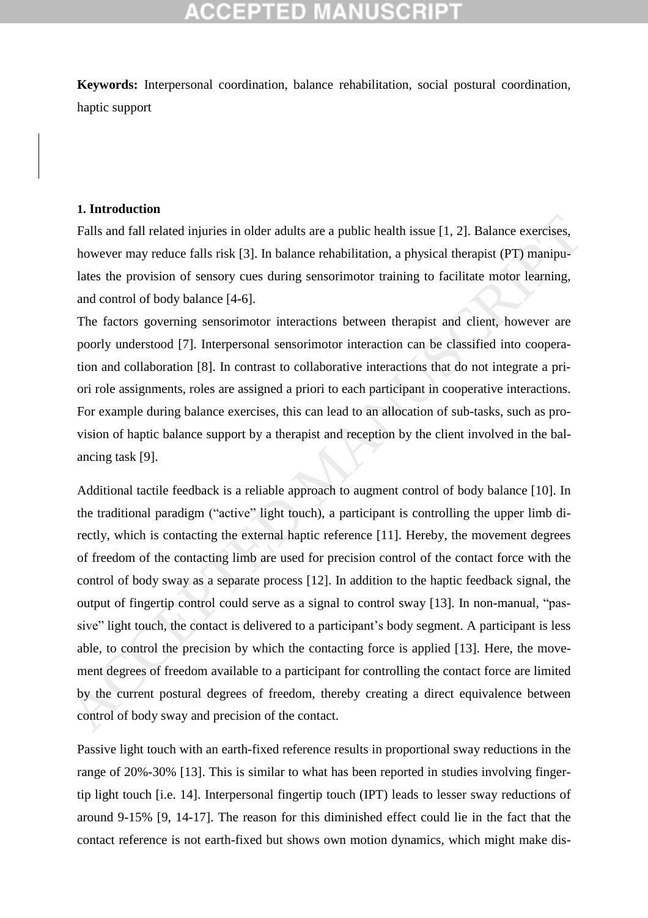**Keywords:** Interpersonal coordination, balance rehabilitation, social postural coordination, haptic support

## 1. Introduction

Falls and fall related injuries in older adults are a public health issue [1, 2]. Balance exercises, however may reduce falls risk [3]. In balance rehabilitation, a physical therapist (PT) manipulates the provision of sensory cues during sensorimotor training to facilitate motor learning, and control of body balance [4-6].

The factors governing sensorimotor interactions between therapist and client, however are poorly understood [7]. Interpersonal sensorimotor interaction can be classified into cooperation and collaboration [8]. In contrast to collaborative interactions that do not integrate a priori role assignments, roles are assigned a priori to each participant in cooperative interactions. For example during balance exercises, this can lead to an allocation of sub-tasks, such as provision of haptic balance support by a therapist and reception by the client involved in the balancing task [9].

Additional tactile feedback is a reliable approach to augment control of body balance [10]. In the traditional paradigm ("active" light touch), a participant is controlling the upper limb directly, which is contacting the external haptic reference [11]. Hereby, the movement degrees of freedom of the contacting limb are used for precision control of the contact force with the control of body sway as a separate process [12]. In addition to the haptic feedback signal, the output of fingertip control could serve as a signal to control sway [13]. In non-manual, "passive" light touch, the contact is delivered to a participant's body segment. A participant is less able, to control the precision by which the contacting force is applied [13]. Here, the movement degrees of freedom available to a participant for controlling the contact force are limited by the current postural degrees of freedom, thereby creating a direct equivalence between control of body sway and precision of the contact.

Passive light touch with an earth-fixed reference results in proportional sway reductions in the range of 20%-30% [13]. This is similar to what has been reported in studies involving fingertip light touch [i.e. 14]. Interpersonal fingertip touch (IPT) leads to lesser sway reductions of around 9-15% [9, 14-17]. The reason for this diminished effect could lie in the fact that the contact reference is not earth-fixed but shows own motion dynamics, which might make dis-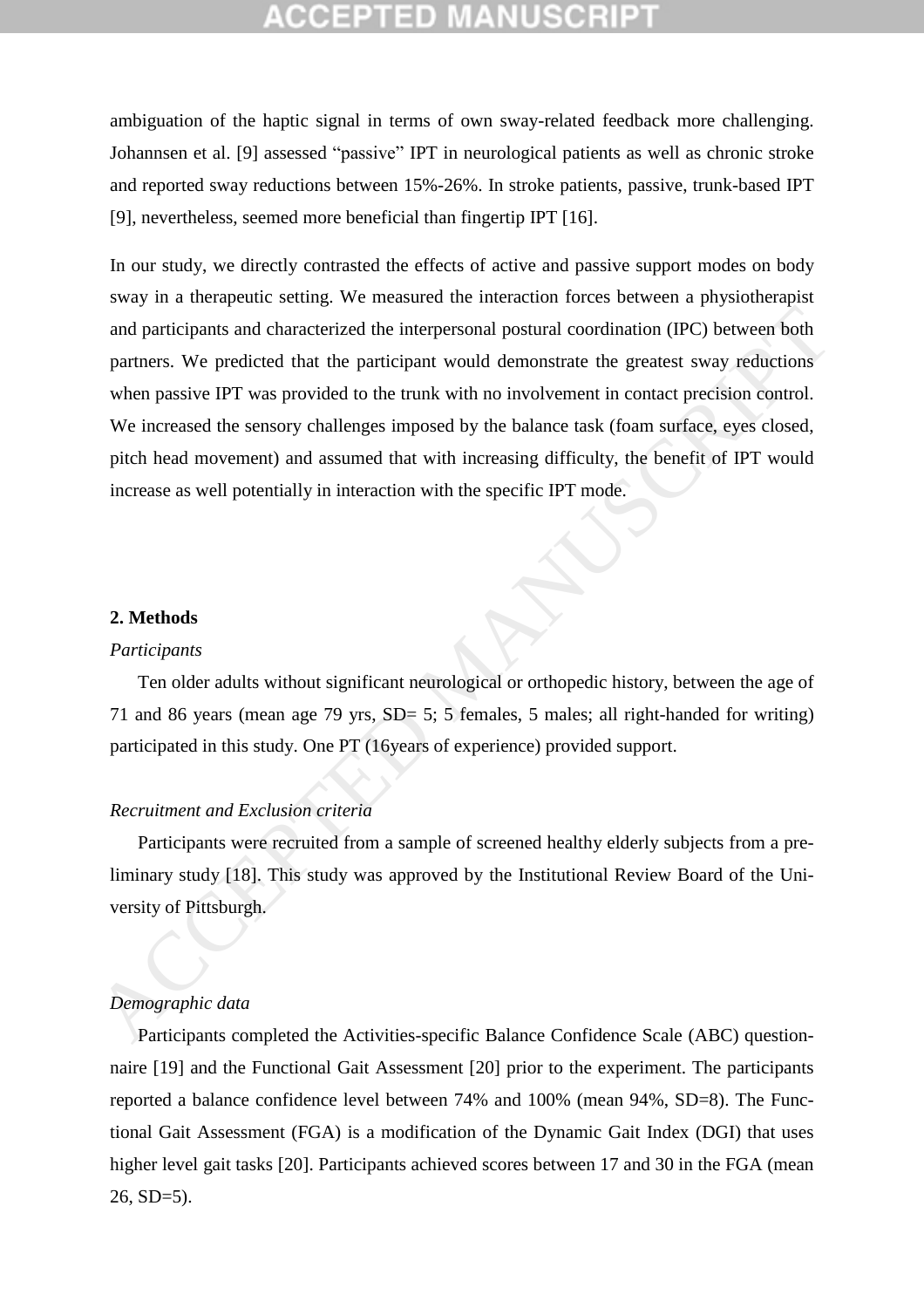ambiguation of the haptic signal in terms of own sway-related feedback more challenging. Johannsen et al. [9] assessed "passive" IPT in neurological patients as well as chronic stroke and reported sway reductions between 15%-26%. In stroke patients, passive, trunk-based IPT [9], nevertheless, seemed more beneficial than fingertip IPT [16].

In our study, we directly contrasted the effects of active and passive support modes on body sway in a therapeutic setting. We measured the interaction forces between a physiotherapist and participants and characterized the interpersonal postural coordination (IPC) between both partners. We predicted that the participant would demonstrate the greatest sway reductions when passive IPT was provided to the trunk with no involvement in contact precision control. We increased the sensory challenges imposed by the balance task (foam surface, eyes closed, pitch head movement) and assumed that with increasing difficulty, the benefit of IPT would increase as well potentially in interaction with the specific IPT mode.

## 2. Methods

### *Participants*

Ten older adults without significant neurological or orthopedic history, between the age of 71 and 86 years (mean age 79 yrs, SD= 5; 5 females, 5 males; all right-handed for writing) participated in this study. One PT (16years of experience) provided support.

### *Recruitment and Exclusion criteria*

Participants were recruited from a sample of screened healthy elderly subjects from a preliminary study [18]. This study was approved by the Institutional Review Board of the University of Pittsburgh.

### *Demographic data*

Participants completed the Activities-specific Balance Confidence Scale (ABC) questionnaire [19] and the Functional Gait Assessment [20] prior to the experiment. The participants reported a balance confidence level between 74% and 100% (mean 94%, SD=8). The Functional Gait Assessment (FGA) is a modification of the Dynamic Gait Index (DGI) that uses higher level gait tasks [20]. Participants achieved scores between 17 and 30 in the FGA (mean 26, SD=5).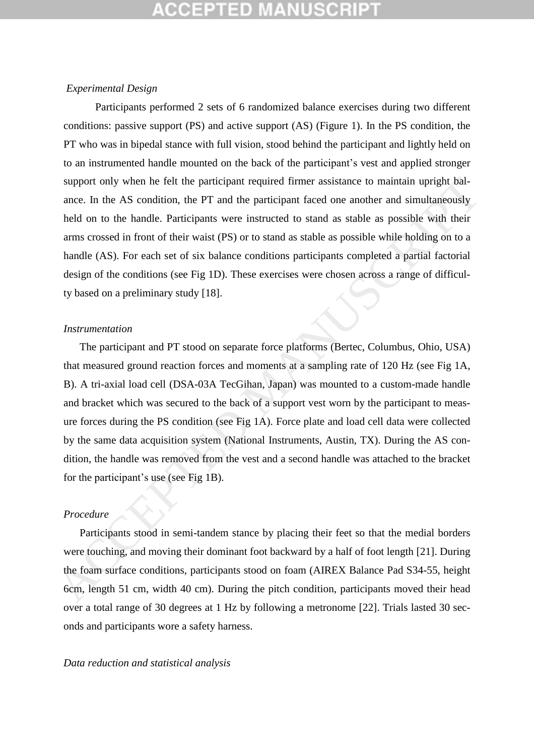*Experimental Design*

Participants performed 2 sets of 6 randomized balance exercises during two different conditions: passive support (PS) and active support (AS) (Figure 1). In the PS condition, the PT who was in bipedal stance with full vision, stood behind the participant and lightly held on to an instrumented handle mounted on the back of the participant's vest and applied stronger support only when he felt the participant required firmer assistance to maintain upright balance. In the AS condition, the PT and the participant faced one another and simultaneously held on to the handle. Participants were instructed to stand as stable as possible with their arms crossed in front of their waist (PS) or to stand as stable as possible while holding on to a handle (AS). For each set of six balance conditions participants completed a partial factorial design of the conditions (see Fig 1D). These exercises were chosen across a range of difficulty based on a preliminary study [18].

*Instrumentation*

The participant and PT stood on separate force platforms (Bertec, Columbus, Ohio, USA) that measured ground reaction forces and moments at a sampling rate of 120 Hz (see Fig 1A, B). A tri-axial load cell (DSA-03A TecGihan, Japan) was mounted to a custom-made handle and bracket which was secured to the back of a support vest worn by the participant to measure forces during the PS condition (see Fig 1A). Force plate and load cell data were collected by the same data acquisition system (National Instruments, Austin, TX). During the AS condition, the handle was removed from the vest and a second handle was attached to the bracket for the participant's use (see Fig 1B).

*Procedure*

Participants stood in semi-tandem stance by placing their feet so that the medial borders were touching, and moving their dominant foot backward by a half of foot length [21]. During the foam surface conditions, participants stood on foam (AIREX Balance Pad S34-55, height 6cm, length 51 cm, width 40 cm). During the pitch condition, participants moved their head over a total range of 30 degrees at 1 Hz by following a metronome [22]. Trials lasted 30 seconds and participants wore a safety harness.

*Data reduction and statistical analysis*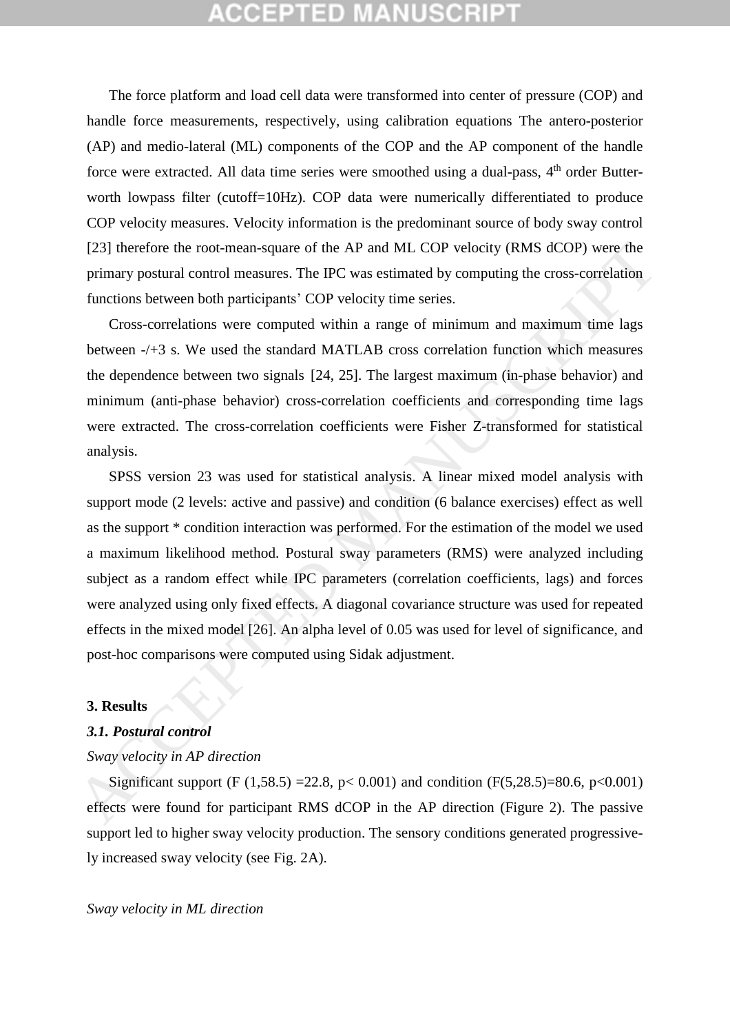The force platform and load cell data were transformed into center of pressure (COP) and handle force measurements, respectively, using calibration equations The antero-posterior (AP) and medio-lateral (ML) components of the COP and the AP component of the handle force were extracted. All data time series were smoothed using a dual-pass, 4th order Butterworth lowpass filter (cutoff=10Hz). COP data were numerically differentiated to produce COP velocity measures. Velocity information is the predominant source of body sway control [23] therefore the root-mean-square of the AP and ML COP velocity (RMS dCOP) were the primary postural control measures. The IPC was estimated by computing the cross-correlation functions between both participants' COP velocity time series.

Cross-correlations were computed within a range of minimum and maximum time lags between -/+3 s. We used the standard MATLAB cross correlation function which measures the dependence between two signals [24, 25]. The largest maximum (in-phase behavior) and minimum (anti-phase behavior) cross-correlation coefficients and corresponding time lags were extracted. The cross-correlation coefficients were Fisher Z-transformed for statistical analysis.

SPSS version 23 was used for statistical analysis. A linear mixed model analysis with support mode (2 levels: active and passive) and condition (6 balance exercises) effect as well as the support * condition interaction was performed. For the estimation of the model we used a maximum likelihood method. Postural sway parameters (RMS) were analyzed including subject as a random effect while IPC parameters (correlation coefficients, lags) and forces were analyzed using only fixed effects. A diagonal covariance structure was used for repeated effects in the mixed model [26]. An alpha level of 0.05 was used for level of significance, and post-hoc comparisons were computed using Sidak adjustment.

## 3. Results

### *3.1. Postural control*

*Sway velocity in AP direction*

Significant support ($F(1,58.5) = 22.8$, $p < 0.001$) and condition ($F(5,28.5) = 80.6$, $p < 0.001$) effects were found for participant RMS dCOP in the AP direction (Figure 2). The passive support led to higher sway velocity production. The sensory conditions generated progressively increased sway velocity (see Fig. 2A).

*Sway velocity in ML direction*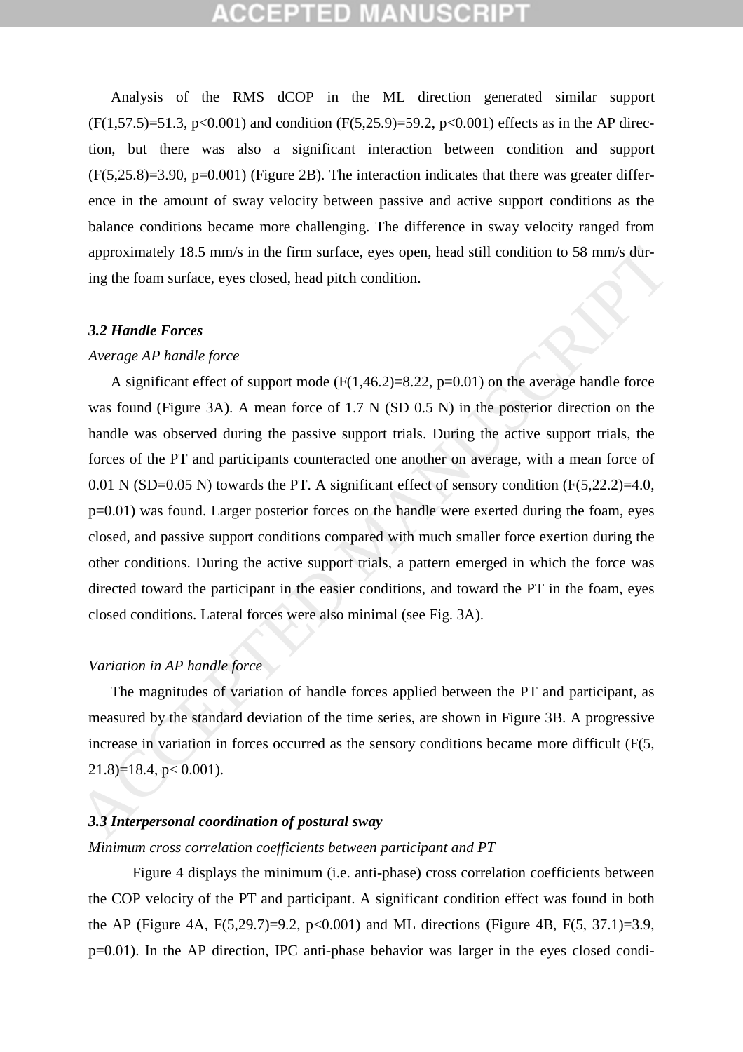Analysis of the RMS dCOP in the ML direction generated similar support ($F(1,57.5)=51.3$, $p<0.001$) and condition ($F(5,25.9)=59.2$, $p<0.001$) effects as in the AP direction, but there was also a significant interaction between condition and support ($F(5,25.8)=3.90$, $p=0.001$) (Figure 2B). The interaction indicates that there was greater difference in the amount of sway velocity between passive and active support conditions as the balance conditions became more challenging. The difference in sway velocity ranged from approximately 18.5 mm/s in the firm surface, eyes open, head still condition to 58 mm/s during the foam surface, eyes closed, head pitch condition.

### *3.2 Handle Forces*

*Average AP handle force*

A significant effect of support mode ($F(1,46.2)=8.22$, $p=0.01$) on the average handle force was found (Figure 3A). A mean force of 1.7 N (SD 0.5 N) in the posterior direction on the handle was observed during the passive support trials. During the active support trials, the forces of the PT and participants counteracted one another on average, with a mean force of 0.01 N (SD=0.05 N) towards the PT. A significant effect of sensory condition ($F(5,22.2)=4.0$, $p=0.01$) was found. Larger posterior forces on the handle were exerted during the foam, eyes closed, and passive support conditions compared with much smaller force exertion during the other conditions. During the active support trials, a pattern emerged in which the force was directed toward the participant in the easier conditions, and toward the PT in the foam, eyes closed conditions. Lateral forces were also minimal (see Fig. 3A).

*Variation in AP handle force*

The magnitudes of variation of handle forces applied between the PT and participant, as measured by the standard deviation of the time series, are shown in Figure 3B. A progressive increase in variation in forces occurred as the sensory conditions became more difficult ($F(5, 21.8)=18.4$, $p< 0.001$).

### *3.3 Interpersonal coordination of postural sway*

*Minimum cross correlation coefficients between participant and PT*

Figure 4 displays the minimum (i.e. anti-phase) cross correlation coefficients between the COP velocity of the PT and participant. A significant condition effect was found in both the AP (Figure 4A, $F(5,29.7)=9.2$, $p<0.001$) and ML directions (Figure 4B, $F(5, 37.1)=3.9$, $p=0.01$). In the AP direction, IPC anti-phase behavior was larger in the eyes closed condi-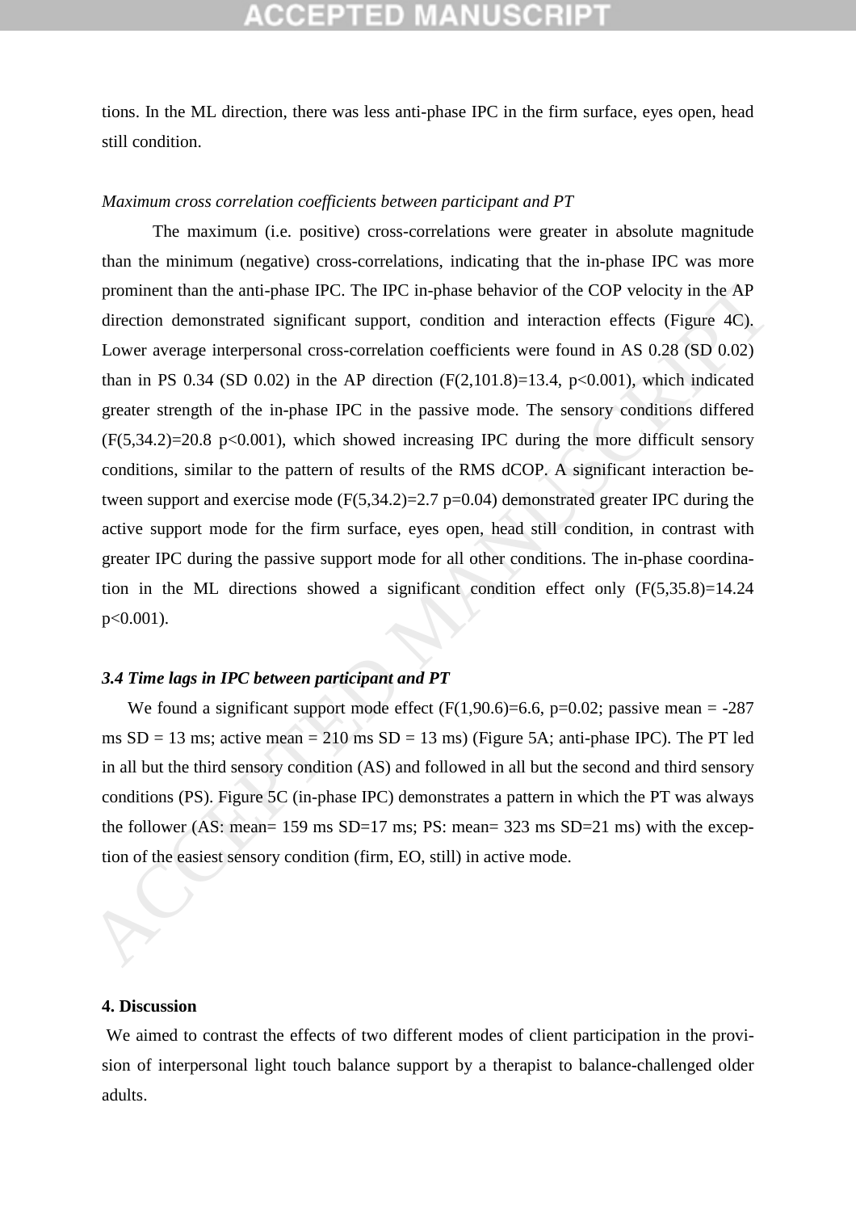tions. In the ML direction, there was less anti-phase IPC in the firm surface, eyes open, head still condition.

*Maximum cross correlation coefficients between participant and PT*

The maximum (i.e. positive) cross-correlations were greater in absolute magnitude than the minimum (negative) cross-correlations, indicating that the in-phase IPC was more prominent than the anti-phase IPC. The IPC in-phase behavior of the COP velocity in the AP direction demonstrated significant support, condition and interaction effects (Figure 4C). Lower average interpersonal cross-correlation coefficients were found in AS 0.28 (SD 0.02) than in PS 0.34 (SD 0.02) in the AP direction ($F(2,101.8)=13.4$, $p<0.001$), which indicated greater strength of the in-phase IPC in the passive mode. The sensory conditions differed ($F(5,34.2)=20.8$ $p<0.001$), which showed increasing IPC during the more difficult sensory conditions, similar to the pattern of results of the RMS dCOP. A significant interaction between support and exercise mode ($F(5,34.2)=2.7$ $p=0.04$) demonstrated greater IPC during the active support mode for the firm surface, eyes open, head still condition, in contrast with greater IPC during the passive support mode for all other conditions. The in-phase coordination in the ML directions showed a significant condition effect only ($F(5,35.8)=14.24$ $p<0.001$).

### 3.4 Time lags in IPC between participant and PT

We found a significant support mode effect ($F(1,90.6)=6.6$, $p=0.02$; passive mean = -287 ms SD = 13 ms; active mean = 210 ms SD = 13 ms) (Figure 5A; anti-phase IPC). The PT led in all but the third sensory condition (AS) and followed in all but the second and third sensory conditions (PS). Figure 5C (in-phase IPC) demonstrates a pattern in which the PT was always the follower (AS: mean= 159 ms SD=17 ms; PS: mean= 323 ms SD=21 ms) with the exception of the easiest sensory condition (firm, EO, still) in active mode.

## 4. Discussion

We aimed to contrast the effects of two different modes of client participation in the provision of interpersonal light touch balance support by a therapist to balance-challenged older adults.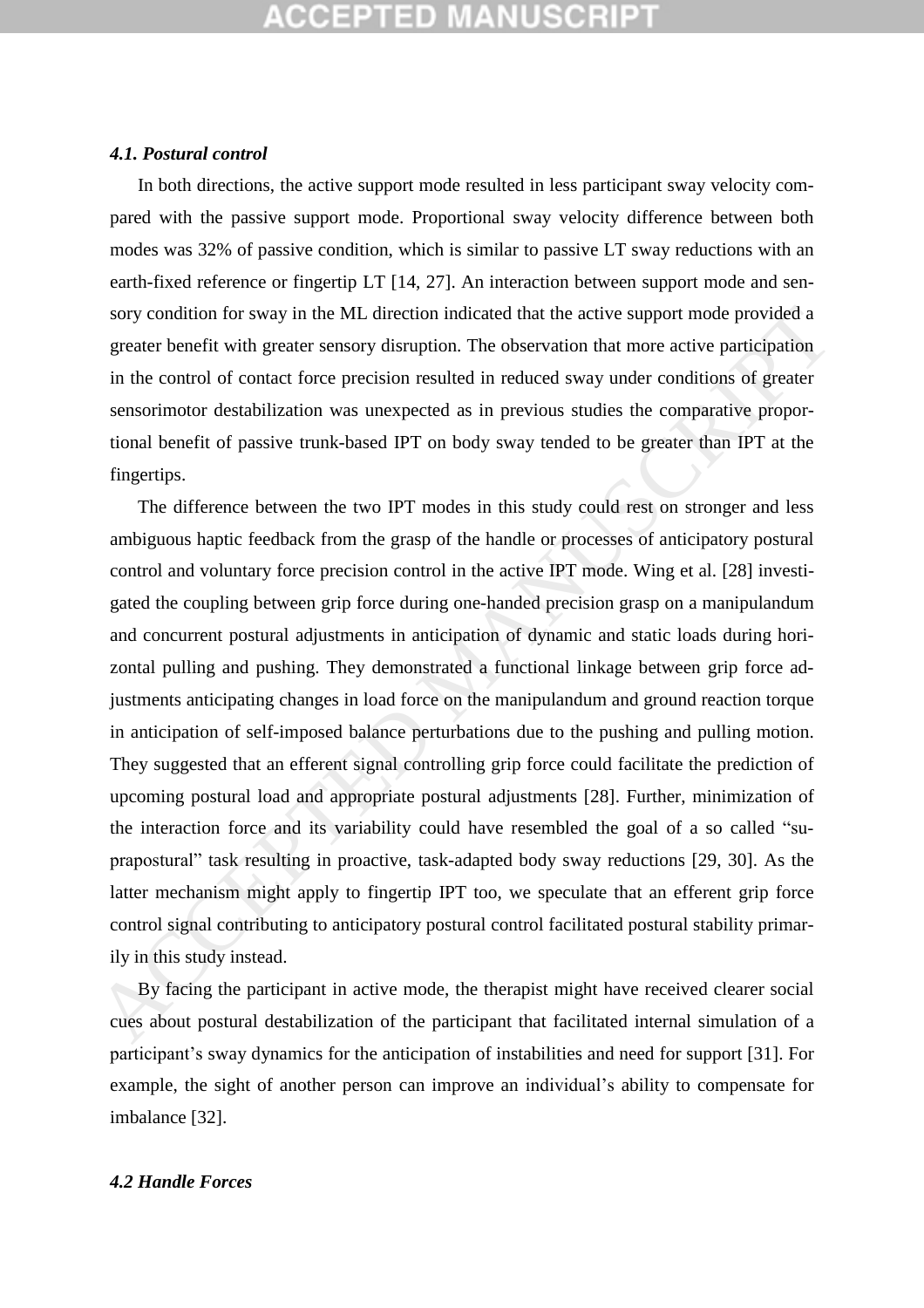### *4.1. Postural control*

In both directions, the active support mode resulted in less participant sway velocity compared with the passive support mode. Proportional sway velocity difference between both modes was 32% of passive condition, which is similar to passive LT sway reductions with an earth-fixed reference or fingertip LT [14, 27]. An interaction between support mode and sensory condition for sway in the ML direction indicated that the active support mode provided a greater benefit with greater sensory disruption. The observation that more active participation in the control of contact force precision resulted in reduced sway under conditions of greater sensorimotor destabilization was unexpected as in previous studies the comparative proportional benefit of passive trunk-based IPT on body sway tended to be greater than IPT at the fingertips.

The difference between the two IPT modes in this study could rest on stronger and less ambiguous haptic feedback from the grasp of the handle or processes of anticipatory postural control and voluntary force precision control in the active IPT mode. Wing et al. [28] investigated the coupling between grip force during one-handed precision grasp on a manipulandum and concurrent postural adjustments in anticipation of dynamic and static loads during horizontal pulling and pushing. They demonstrated a functional linkage between grip force adjustments anticipating changes in load force on the manipulandum and ground reaction torque in anticipation of self-imposed balance perturbations due to the pushing and pulling motion. They suggested that an efferent signal controlling grip force could facilitate the prediction of upcoming postural load and appropriate postural adjustments [28]. Further, minimization of the interaction force and its variability could have resembled the goal of a so called "suprapostural" task resulting in proactive, task-adapted body sway reductions [29, 30]. As the latter mechanism might apply to fingertip IPT too, we speculate that an efferent grip force control signal contributing to anticipatory postural control facilitated postural stability primarily in this study instead.

By facing the participant in active mode, the therapist might have received clearer social cues about postural destabilization of the participant that facilitated internal simulation of a participant's sway dynamics for the anticipation of instabilities and need for support [31]. For example, the sight of another person can improve an individual's ability to compensate for imbalance [32].

### *4.2 Handle Forces*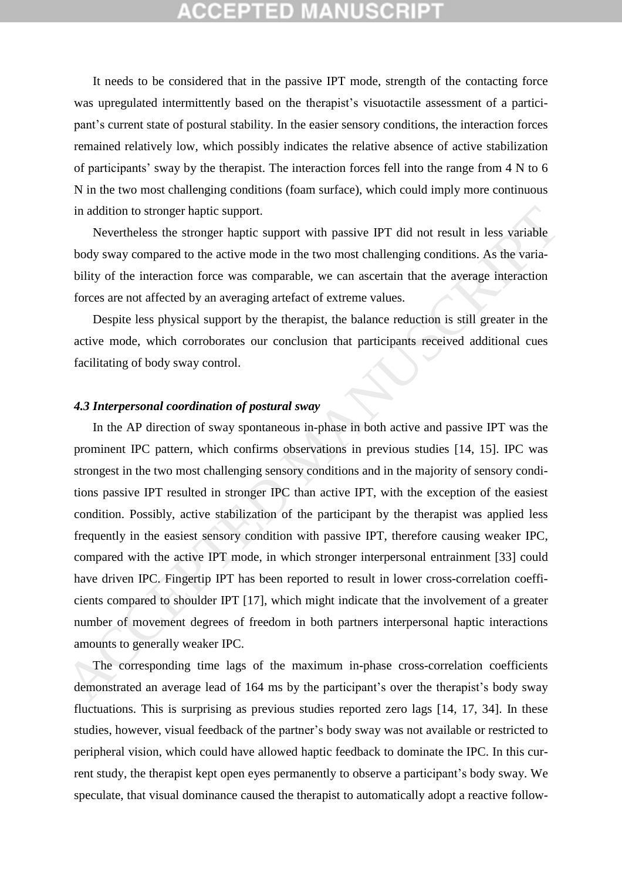It needs to be considered that in the passive IPT mode, strength of the contacting force was upregulated intermittently based on the therapist's visuotactile assessment of a participant's current state of postural stability. In the easier sensory conditions, the interaction forces remained relatively low, which possibly indicates the relative absence of active stabilization of participants' sway by the therapist. The interaction forces fell into the range from 4 N to 6 N in the two most challenging conditions (foam surface), which could imply more continuous in addition to stronger haptic support.

Nevertheless the stronger haptic support with passive IPT did not result in less variable body sway compared to the active mode in the two most challenging conditions. As the variability of the interaction force was comparable, we can ascertain that the average interaction forces are not affected by an averaging artefact of extreme values.

Despite less physical support by the therapist, the balance reduction is still greater in the active mode, which corroborates our conclusion that participants received additional cues facilitating of body sway control.

### *4.3 Interpersonal coordination of postural sway*

In the AP direction of sway spontaneous in-phase in both active and passive IPT was the prominent IPC pattern, which confirms observations in previous studies [14, 15]. IPC was strongest in the two most challenging sensory conditions and in the majority of sensory conditions passive IPT resulted in stronger IPC than active IPT, with the exception of the easiest condition. Possibly, active stabilization of the participant by the therapist was applied less frequently in the easiest sensory condition with passive IPT, therefore causing weaker IPC, compared with the active IPT mode, in which stronger interpersonal entrainment [33] could have driven IPC. Fingertip IPT has been reported to result in lower cross-correlation coefficients compared to shoulder IPT [17], which might indicate that the involvement of a greater number of movement degrees of freedom in both partners interpersonal haptic interactions amounts to generally weaker IPC.

The corresponding time lags of the maximum in-phase cross-correlation coefficients demonstrated an average lead of 164 ms by the participant's over the therapist's body sway fluctuations. This is surprising as previous studies reported zero lags [14, 17, 34]. In these studies, however, visual feedback of the partner's body sway was not available or restricted to peripheral vision, which could have allowed haptic feedback to dominate the IPC. In this current study, the therapist kept open eyes permanently to observe a participant's body sway. We speculate, that visual dominance caused the therapist to automatically adopt a reactive follow-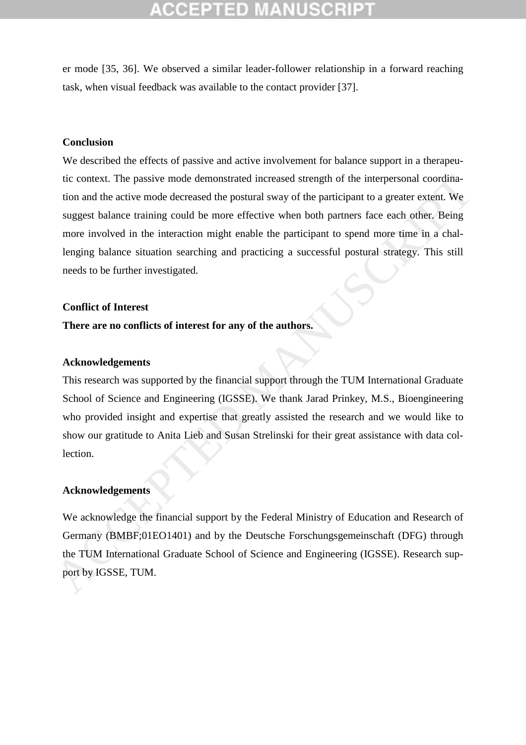er mode [35, 36]. We observed a similar leader-follower relationship in a forward reaching task, when visual feedback was available to the contact provider [37].

**Conclusion**

We described the effects of passive and active involvement for balance support in a therapeutic context. The passive mode demonstrated increased strength of the interpersonal coordination and the active mode decreased the postural sway of the participant to a greater extent. We suggest balance training could be more effective when both partners face each other. Being more involved in the interaction might enable the participant to spend more time in a challenging balance situation searching and practicing a successful postural strategy. This still needs to be further investigated.

**Conflict of Interest**

**There are no conflicts of interest for any of the authors.**

**Acknowledgements**

This research was supported by the financial support through the TUM International Graduate School of Science and Engineering (IGSSE). We thank Jarad Prinkey, M.S., Bioengineering who provided insight and expertise that greatly assisted the research and we would like to show our gratitude to Anita Lieb and Susan Strelinski for their great assistance with data collection.

**Acknowledgements**

We acknowledge the financial support by the Federal Ministry of Education and Research of Germany (BMBF;01EO1401) and by the Deutsche Forschungsgemeinschaft (DFG) through the TUM International Graduate School of Science and Engineering (IGSSE). Research support by IGSSE, TUM.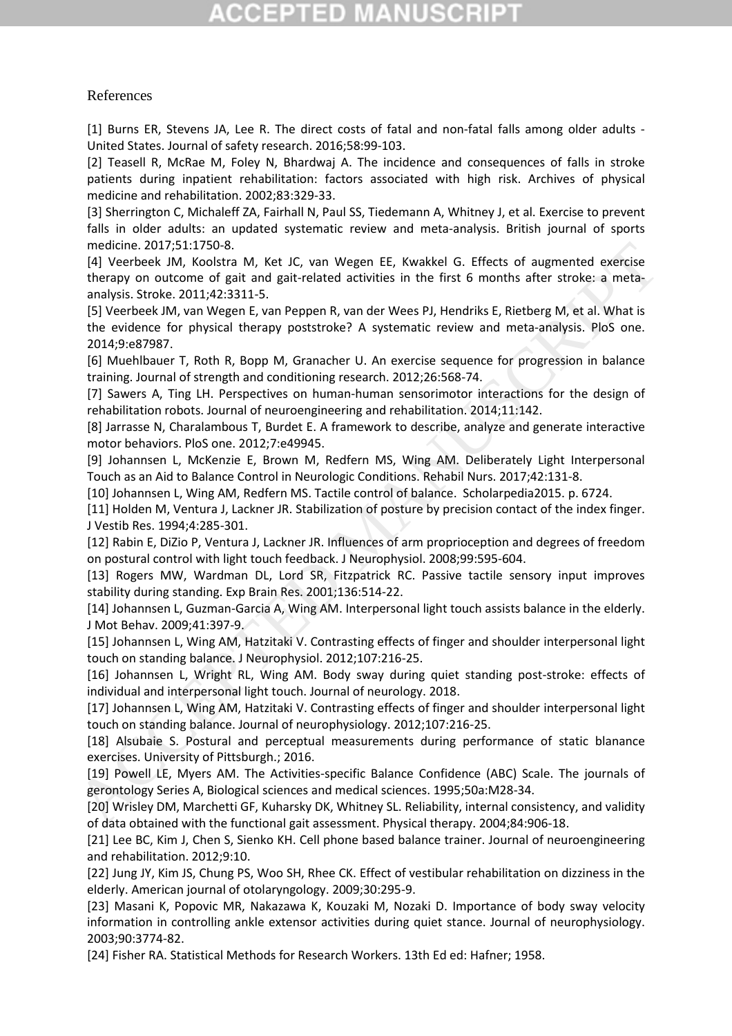References

[1] Burns ER, Stevens JA, Lee R. The direct costs of fatal and non-fatal falls among older adults - United States. Journal of safety research. 2016;58:99-103.

[2] Teasell R, McRae M, Foley N, Bhardwaj A. The incidence and consequences of falls in stroke patients during inpatient rehabilitation: factors associated with high risk. Archives of physical medicine and rehabilitation. 2002;83:329-33.

[3] Sherrington C, Michaleff ZA, Fairhall N, Paul SS, Tiedemann A, Whitney J, et al. Exercise to prevent falls in older adults: an updated systematic review and meta-analysis. British journal of sports medicine. 2017;51:1750-8.

[4] Veerbeek JM, Koolstra M, Ket JC, van Wegen EE, Kwakkel G. Effects of augmented exercise therapy on outcome of gait and gait-related activities in the first 6 months after stroke: a meta-analysis. Stroke. 2011;42:3311-5.

[5] Veerbeek JM, van Wegen E, van Peppen R, van der Wees PJ, Hendriks E, Rietberg M, et al. What is the evidence for physical therapy poststroke? A systematic review and meta-analysis. PloS one. 2014;9:e87987.

[6] Muehlbauer T, Roth R, Bopp M, Granacher U. An exercise sequence for progression in balance training. Journal of strength and conditioning research. 2012;26:568-74.

[7] Sawers A, Ting LH. Perspectives on human-human sensorimotor interactions for the design of rehabilitation robots. Journal of neuroengineering and rehabilitation. 2014;11:142.

[8] Jarrasse N, Charalambous T, Burdet E. A framework to describe, analyze and generate interactive motor behaviors. PloS one. 2012;7:e49945.

[9] Johannsen L, McKenzie E, Brown M, Redfern MS, Wing AM. Deliberately Light Interpersonal Touch as an Aid to Balance Control in Neurologic Conditions. Rehabil Nurs. 2017;42:131-8.

[10] Johannsen L, Wing AM, Redfern MS. Tactile control of balance. Scholarpedia2015. p. 6724.

[11] Holden M, Ventura J, Lackner JR. Stabilization of posture by precision contact of the index finger. J Vestib Res. 1994;4:285-301.

[12] Rabin E, DiZio P, Ventura J, Lackner JR. Influences of arm proprioception and degrees of freedom on postural control with light touch feedback. J Neurophysiol. 2008;99:595-604.

[13] Rogers MW, Wardman DL, Lord SR, Fitzpatrick RC. Passive tactile sensory input improves stability during standing. Exp Brain Res. 2001;136:514-22.

[14] Johannsen L, Guzman-Garcia A, Wing AM. Interpersonal light touch assists balance in the elderly. J Mot Behav. 2009;41:397-9.

[15] Johannsen L, Wing AM, Hatzitaki V. Contrasting effects of finger and shoulder interpersonal light touch on standing balance. J Neurophysiol. 2012;107:216-25.

[16] Johannsen L, Wright RL, Wing AM. Body sway during quiet standing post-stroke: effects of individual and interpersonal light touch. Journal of neurology. 2018.

[17] Johannsen L, Wing AM, Hatzitaki V. Contrasting effects of finger and shoulder interpersonal light touch on standing balance. Journal of neurophysiology. 2012;107:216-25.

[18] Alsubaie S. Postural and perceptual measurements during performance of static blanance exercises. University of Pittsburgh.; 2016.

[19] Powell LE, Myers AM. The Activities-specific Balance Confidence (ABC) Scale. The journals of gerontology Series A, Biological sciences and medical sciences. 1995;50a:M28-34.

[20] Wrisley DM, Marchetti GF, Kuharsky DK, Whitney SL. Reliability, internal consistency, and validity of data obtained with the functional gait assessment. Physical therapy. 2004;84:906-18.

[21] Lee BC, Kim J, Chen S, Sienko KH. Cell phone based balance trainer. Journal of neuroengineering and rehabilitation. 2012;9:10.

[22] Jung JY, Kim JS, Chung PS, Woo SH, Rhee CK. Effect of vestibular rehabilitation on dizziness in the elderly. American journal of otolaryngology. 2009;30:295-9.

[23] Masani K, Popovic MR, Nakazawa K, Kouzaki M, Nozaki D. Importance of body sway velocity information in controlling ankle extensor activities during quiet stance. Journal of neurophysiology. 2003;90:3774-82.

[24] Fisher RA. Statistical Methods for Research Workers. 13th Ed ed: Hafner; 1958.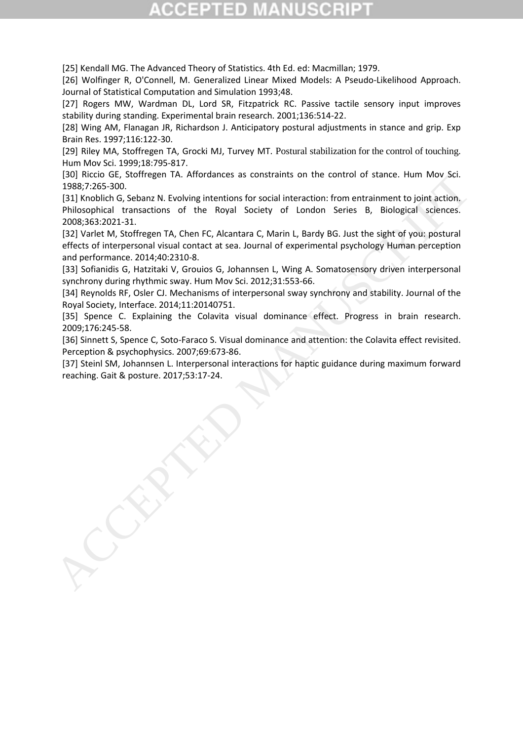[25] Kendall MG. The Advanced Theory of Statistics. 4th Ed. ed: Macmillan; 1979.

[26] Wolfinger R, O'Connell, M. Generalized Linear Mixed Models: A Pseudo-Likelihood Approach. Journal of Statistical Computation and Simulation 1993;48.

[27] Rogers MW, Wardman DL, Lord SR, Fitzpatrick RC. Passive tactile sensory input improves stability during standing. Experimental brain research. 2001;136:514-22.

[28] Wing AM, Flanagan JR, Richardson J. Anticipatory postural adjustments in stance and grip. Exp Brain Res. 1997;116:122-30.

[29] Riley MA, Stoffregen TA, Grocki MJ, Turvey MT. Postural stabilization for the control of touching. Hum Mov Sci. 1999;18:795-817.

[30] Riccio GE, Stoffregen TA. Affordances as constraints on the control of stance. Hum Mov Sci. 1988;7:265-300.

[31] Knoblich G, Sebanz N. Evolving intentions for social interaction: from entrainment to joint action. Philosophical transactions of the Royal Society of London Series B, Biological sciences. 2008;363:2021-31.

[32] Varlet M, Stoffregen TA, Chen FC, Alcantara C, Marin L, Bardy BG. Just the sight of you: postural effects of interpersonal visual contact at sea. Journal of experimental psychology Human perception and performance. 2014;40:2310-8.

[33] Sofianidis G, Hatzitaki V, Grouios G, Johannsen L, Wing A. Somatosensory driven interpersonal synchrony during rhythmic sway. Hum Mov Sci. 2012;31:553-66.

[34] Reynolds RF, Osler CJ. Mechanisms of interpersonal sway synchrony and stability. Journal of the Royal Society, Interface. 2014;11:20140751.

[35] Spence C. Explaining the Colavita visual dominance effect. Progress in brain research. 2009;176:245-58.

[36] Sinnett S, Spence C, Soto-Faraco S. Visual dominance and attention: the Colavita effect revisited. Perception & psychophysics. 2007;69:673-86.

[37] Steinl SM, Johannsen L. Interpersonal interactions for haptic guidance during maximum forward reaching. Gait & posture. 2017;53:17-24.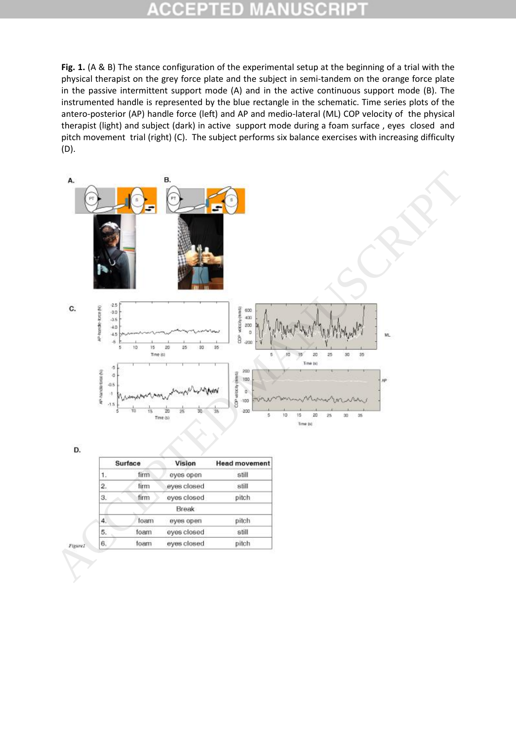**Fig. 1.** (A & B) The stance configuration of the experimental setup at the beginning of a trial with the physical therapist on the grey force plate and the subject in semi-tandem on the orange force plate in the passive intermittent support mode (A) and in the active continuous support mode (B). The instrumented handle is represented by the blue rectangle in the schematic. Time series plots of the antero-posterior (AP) handle force (left) and AP and medio-lateral (ML) COP velocity of the physical therapist (light) and subject (dark) in active support mode during a foam surface , eyes closed and pitch movement trial (right) (C). The subject performs six balance exercises with increasing difficulty (D).

D.

| | Surface | Vision | Head movement |
|---|---|---|---|
| 1. | firm | eyes open | still |
| 2. | firm | eyes closed | still |
| 3. | firm | eyes closed | pitch |
| | | Break | |
| 4. | foam | eyes open | pitch |
| 5. | foam | eyes closed | still |
| 6. | foam | eyes closed | pitch |

Figure1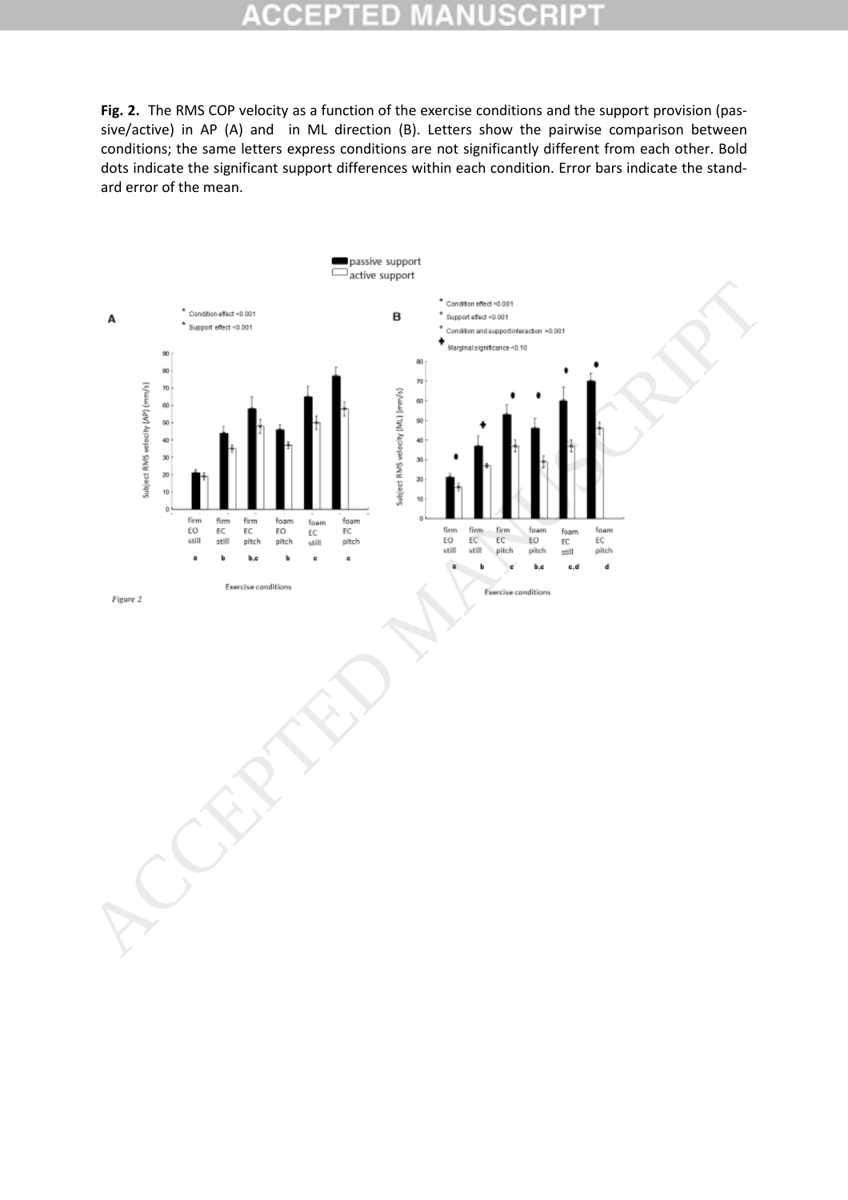**Fig. 2.** The RMS COP velocity as a function of the exercise conditions and the support provision (passive/active) in AP (A) and in ML direction (B). Letters show the pairwise comparison between conditions; the same letters express conditions are not significantly different from each other. Bold dots indicate the significant support differences within each condition. Error bars indicate the standard error of the mean.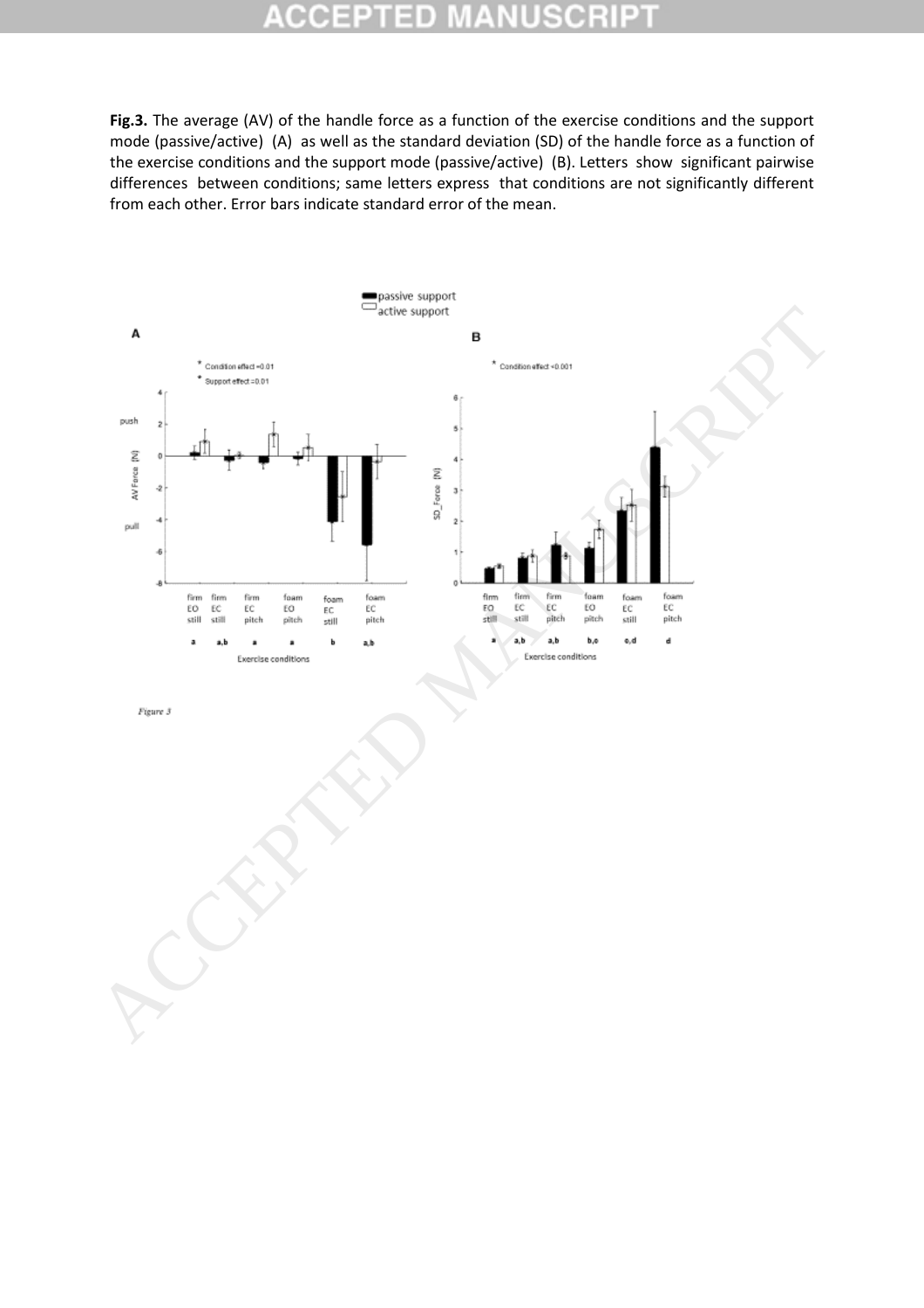**Fig.3.** The average (AV) of the handle force as a function of the exercise conditions and the support mode (passive/active) (A) as well as the standard deviation (SD) of the handle force as a function of the exercise conditions and the support mode (passive/active) (B). Letters show significant pairwise differences between conditions; same letters express that conditions are not significantly different from each other. Error bars indicate standard error of the mean.

passive support
active support

A

\* Condition effect =0.01
\* Support effect =0.01

push

pull

AV Force (N)

firm EO still — a
firm EC still — a,b
firm EC pitch — a
foam EO pitch — a
foam EC still — b
foam EC pitch — a,b

Exercise conditions

B

\* Condition effect <0.001

SD_Force (N)

firm EO still — a
firm EC still — a,b
firm EC pitch — a,b
foam EO pitch — b,c
foam EC still — c,d
foam EC pitch — d

Exercise conditions

*Figure 3*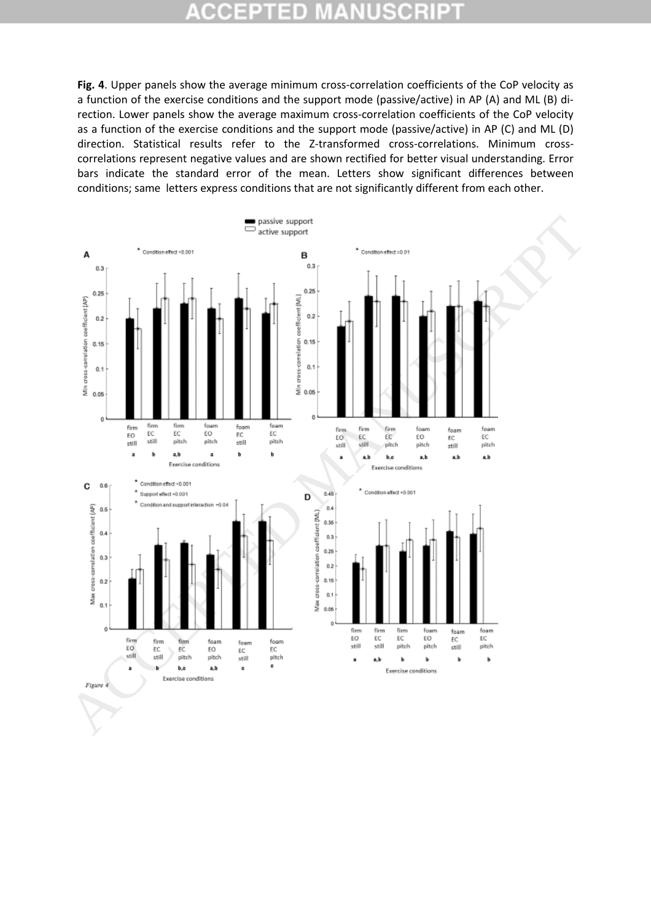**Fig. 4**. Upper panels show the average minimum cross-correlation coefficients of the CoP velocity as a function of the exercise conditions and the support mode (passive/active) in AP (A) and ML (B) direction. Lower panels show the average maximum cross-correlation coefficients of the CoP velocity as a function of the exercise conditions and the support mode (passive/active) in AP (C) and ML (D) direction. Statistical results refer to the Z-transformed cross-correlations. Minimum cross-correlations represent negative values and are shown rectified for better visual understanding. Error bars indicate the standard error of the mean. Letters show significant differences between conditions; same letters express conditions that are not significantly different from each other.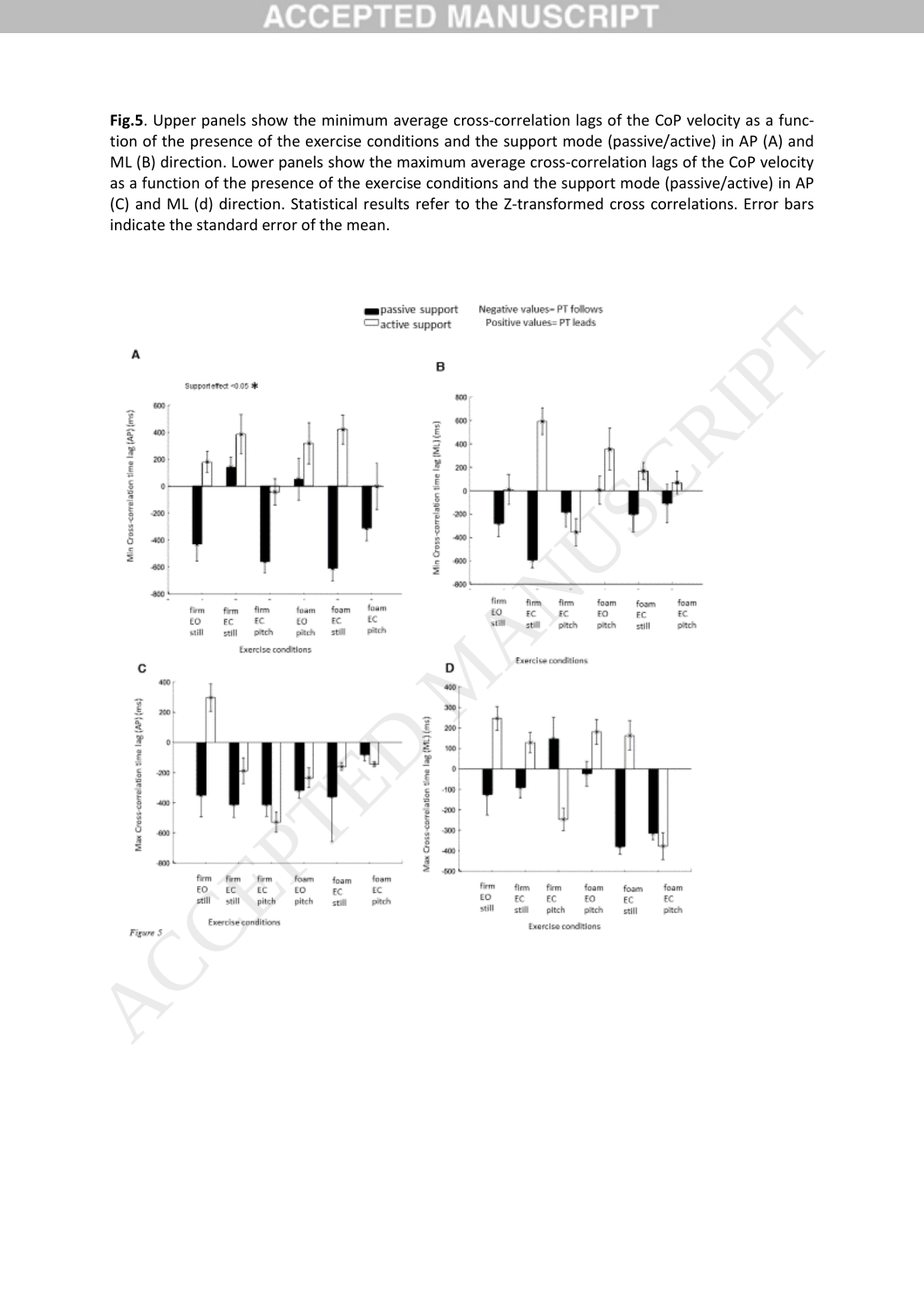**Fig.5**. Upper panels show the minimum average cross-correlation lags of the CoP velocity as a function of the presence of the exercise conditions and the support mode (passive/active) in AP (A) and ML (B) direction. Lower panels show the maximum average cross-correlation lags of the CoP velocity as a function of the presence of the exercise conditions and the support mode (passive/active) in AP (C) and ML (d) direction. Statistical results refer to the Z-transformed cross correlations. Error bars indicate the standard error of the mean.

passive support
active support

Negative values= PT follows
Positive values= PT leads

A

Support effect <0.05 *

Min Cross-correlation time lag (AP) (ms)

600
400
200
0
-200
-400
-600
-800

firm EO still
firm EC still
firm EC pitch
foam EO pitch
foam EC still
foam EC pitch

Exercise conditions

B

Min Cross-correlation time lag (ML) (ms)

800
600
400
200
0
-200
-400
-600
-800

firm EO still
firm EC still
firm EC pitch
foam EO pitch
foam EC still
foam EC pitch

Exercise conditions

C

Max Cross-correlation time lag (AP) (ms)

400
200
0
-200
-400
-600
-800

firm EO still
firm EC still
firm EC pitch
foam EO pitch
foam EC still
foam EC pitch

Exercise conditions

D

Max Cross-correlation time lag (ML) (ms)

400
300
200
100
0
-100
-200
-300
-400
-500

firm EO still
firm EC still
firm EC pitch
foam EO pitch
foam EC still
foam EC pitch

Exercise conditions

*Figure 5*